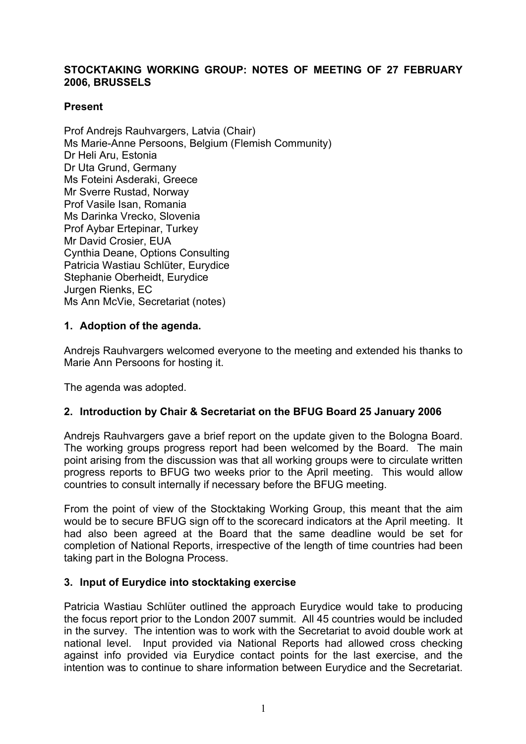**STOCKTAKING WORKING GROUP: NOTES OF MEETING OF 27 FEBRUARY 2006, BRUSSELS**

**Present**

Prof Andrejs Rauhvargers, Latvia (Chair)
Ms Marie-Anne Persoons, Belgium (Flemish Community)
Dr Heli Aru, Estonia
Dr Uta Grund, Germany
Ms Foteini Asderaki, Greece
Mr Sverre Rustad, Norway
Prof Vasile Isan, Romania
Ms Darinka Vrecko, Slovenia
Prof Aybar Ertepinar, Turkey
Mr David Crosier, EUA
Cynthia Deane, Options Consulting
Patricia Wastiau Schlüter, Eurydice
Stephanie Oberheidt, Eurydice
Jurgen Rienks, EC
Ms Ann McVie, Secretariat (notes)

**1. Adoption of the agenda.**

Andrejs Rauhvargers welcomed everyone to the meeting and extended his thanks to Marie Ann Persoons for hosting it.

The agenda was adopted.

**2. Introduction by Chair & Secretariat on the BFUG Board 25 January 2006**

Andrejs Rauhvargers gave a brief report on the update given to the Bologna Board. The working groups progress report had been welcomed by the Board. The main point arising from the discussion was that all working groups were to circulate written progress reports to BFUG two weeks prior to the April meeting. This would allow countries to consult internally if necessary before the BFUG meeting.

From the point of view of the Stocktaking Working Group, this meant that the aim would be to secure BFUG sign off to the scorecard indicators at the April meeting. It had also been agreed at the Board that the same deadline would be set for completion of National Reports, irrespective of the length of time countries had been taking part in the Bologna Process.

**3. Input of Eurydice into stocktaking exercise**

Patricia Wastiau Schlüter outlined the approach Eurydice would take to producing the focus report prior to the London 2007 summit. All 45 countries would be included in the survey. The intention was to work with the Secretariat to avoid double work at national level. Input provided via National Reports had allowed cross checking against info provided via Eurydice contact points for the last exercise, and the intention was to continue to share information between Eurydice and the Secretariat.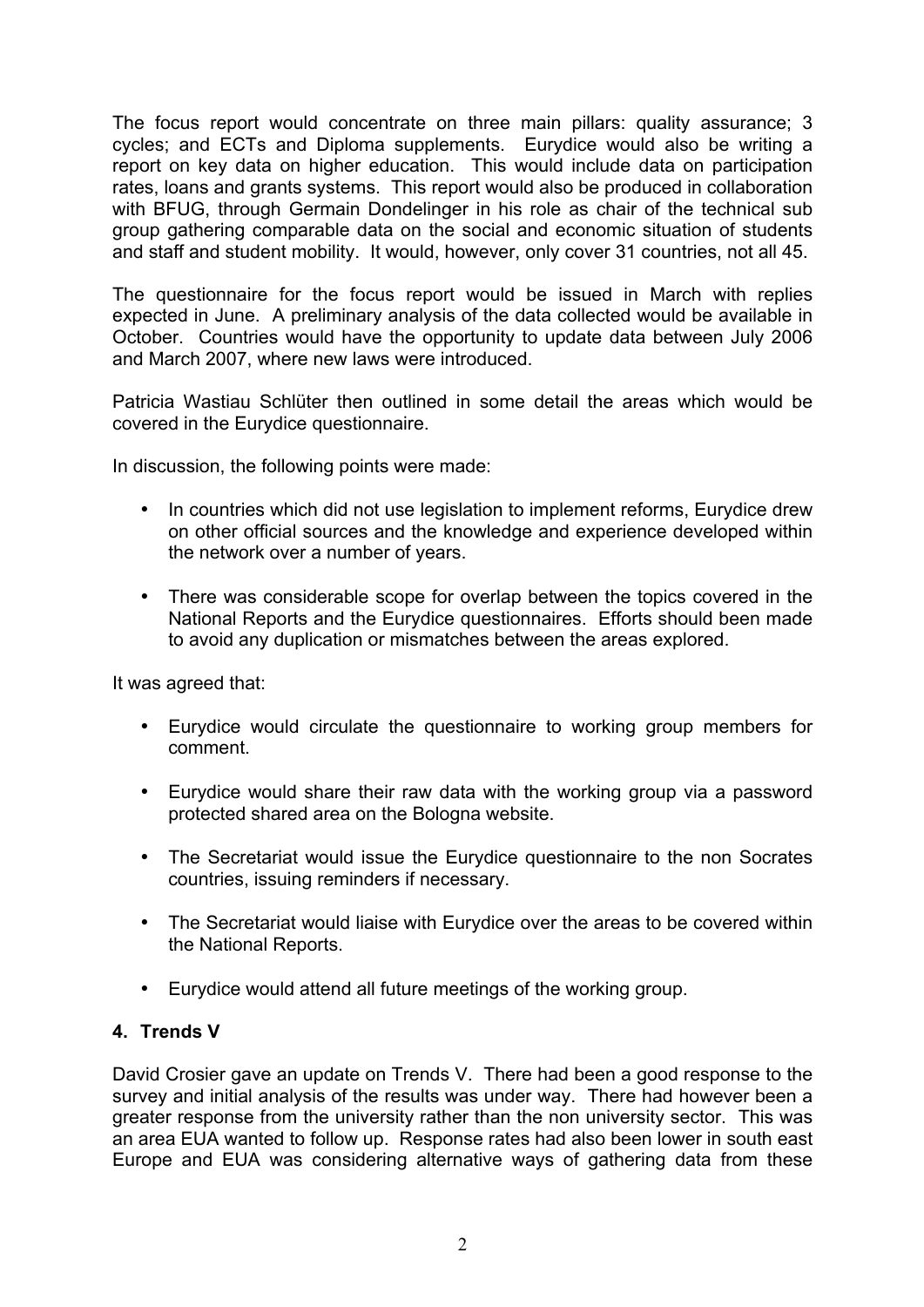The focus report would concentrate on three main pillars: quality assurance; 3 cycles; and ECTs and Diploma supplements. Eurydice would also be writing a report on key data on higher education. This would include data on participation rates, loans and grants systems. This report would also be produced in collaboration with BFUG, through Germain Dondelinger in his role as chair of the technical sub group gathering comparable data on the social and economic situation of students and staff and student mobility. It would, however, only cover 31 countries, not all 45.

The questionnaire for the focus report would be issued in March with replies expected in June. A preliminary analysis of the data collected would be available in October. Countries would have the opportunity to update data between July 2006 and March 2007, where new laws were introduced.

Patricia Wastiau Schlüter then outlined in some detail the areas which would be covered in the Eurydice questionnaire.

In discussion, the following points were made:

- In countries which did not use legislation to implement reforms, Eurydice drew on other official sources and the knowledge and experience developed within the network over a number of years.
- There was considerable scope for overlap between the topics covered in the National Reports and the Eurydice questionnaires. Efforts should been made to avoid any duplication or mismatches between the areas explored.

It was agreed that:

- Eurydice would circulate the questionnaire to working group members for comment.
- Eurydice would share their raw data with the working group via a password protected shared area on the Bologna website.
- The Secretariat would issue the Eurydice questionnaire to the non Socrates countries, issuing reminders if necessary.
- The Secretariat would liaise with Eurydice over the areas to be covered within the National Reports.
- Eurydice would attend all future meetings of the working group.

## 4. Trends V

David Crosier gave an update on Trends V. There had been a good response to the survey and initial analysis of the results was under way. There had however been a greater response from the university rather than the non university sector. This was an area EUA wanted to follow up. Response rates had also been lower in south east Europe and EUA was considering alternative ways of gathering data from these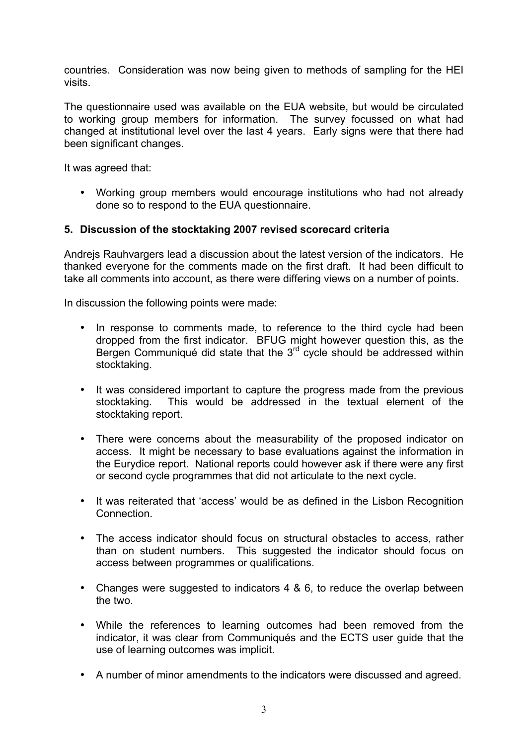countries. Consideration was now being given to methods of sampling for the HEI visits.

The questionnaire used was available on the EUA website, but would be circulated to working group members for information. The survey focussed on what had changed at institutional level over the last 4 years. Early signs were that there had been significant changes.

It was agreed that:

- Working group members would encourage institutions who had not already done so to respond to the EUA questionnaire.

### 5. Discussion of the stocktaking 2007 revised scorecard criteria

Andrejs Rauhvargers lead a discussion about the latest version of the indicators. He thanked everyone for the comments made on the first draft. It had been difficult to take all comments into account, as there were differing views on a number of points.

In discussion the following points were made:

- In response to comments made, to reference to the third cycle had been dropped from the first indicator. BFUG might however question this, as the Bergen Communiqué did state that the 3rd cycle should be addressed within stocktaking.
- It was considered important to capture the progress made from the previous stocktaking. This would be addressed in the textual element of the stocktaking report.
- There were concerns about the measurability of the proposed indicator on access. It might be necessary to base evaluations against the information in the Eurydice report. National reports could however ask if there were any first or second cycle programmes that did not articulate to the next cycle.
- It was reiterated that 'access' would be as defined in the Lisbon Recognition Connection.
- The access indicator should focus on structural obstacles to access, rather than on student numbers. This suggested the indicator should focus on access between programmes or qualifications.
- Changes were suggested to indicators 4 & 6, to reduce the overlap between the two.
- While the references to learning outcomes had been removed from the indicator, it was clear from Communiqués and the ECTS user guide that the use of learning outcomes was implicit.
- A number of minor amendments to the indicators were discussed and agreed.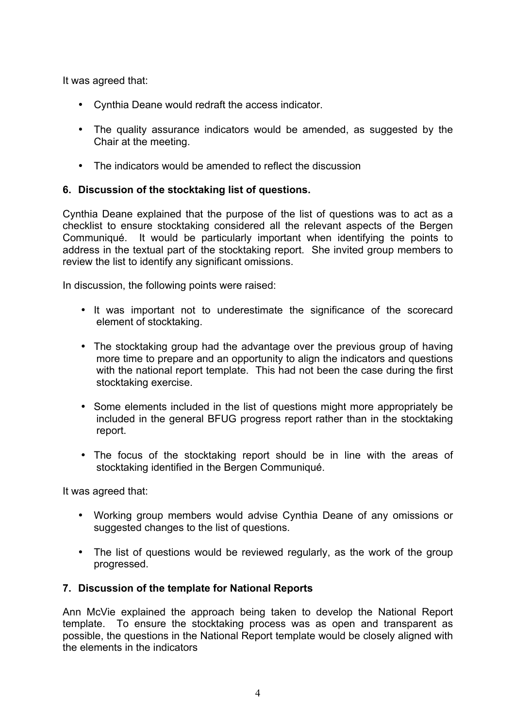It was agreed that:

- Cynthia Deane would redraft the access indicator.
- The quality assurance indicators would be amended, as suggested by the Chair at the meeting.
- The indicators would be amended to reflect the discussion

**6. Discussion of the stocktaking list of questions.**

Cynthia Deane explained that the purpose of the list of questions was to act as a checklist to ensure stocktaking considered all the relevant aspects of the Bergen Communiqué. It would be particularly important when identifying the points to address in the textual part of the stocktaking report. She invited group members to review the list to identify any significant omissions.

In discussion, the following points were raised:

- It was important not to underestimate the significance of the scorecard element of stocktaking.
- The stocktaking group had the advantage over the previous group of having more time to prepare and an opportunity to align the indicators and questions with the national report template. This had not been the case during the first stocktaking exercise.
- Some elements included in the list of questions might more appropriately be included in the general BFUG progress report rather than in the stocktaking report.
- The focus of the stocktaking report should be in line with the areas of stocktaking identified in the Bergen Communiqué.

It was agreed that:

- Working group members would advise Cynthia Deane of any omissions or suggested changes to the list of questions.
- The list of questions would be reviewed regularly, as the work of the group progressed.

**7. Discussion of the template for National Reports**

Ann McVie explained the approach being taken to develop the National Report template. To ensure the stocktaking process was as open and transparent as possible, the questions in the National Report template would be closely aligned with the elements in the indicators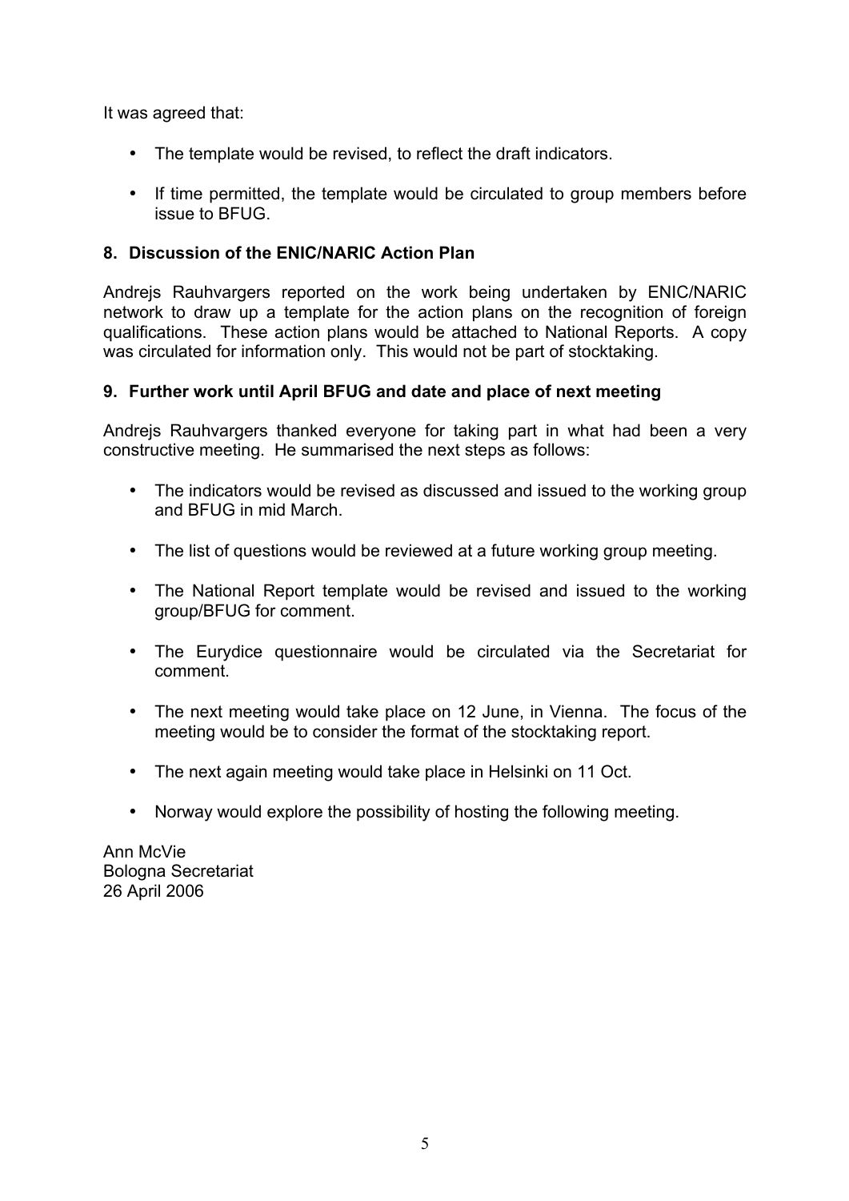It was agreed that:

- The template would be revised, to reflect the draft indicators.
- If time permitted, the template would be circulated to group members before issue to BFUG.

### 8. Discussion of the ENIC/NARIC Action Plan

Andrejs Rauhvargers reported on the work being undertaken by ENIC/NARIC network to draw up a template for the action plans on the recognition of foreign qualifications. These action plans would be attached to National Reports. A copy was circulated for information only. This would not be part of stocktaking.

### 9. Further work until April BFUG and date and place of next meeting

Andrejs Rauhvargers thanked everyone for taking part in what had been a very constructive meeting. He summarised the next steps as follows:

- The indicators would be revised as discussed and issued to the working group and BFUG in mid March.
- The list of questions would be reviewed at a future working group meeting.
- The National Report template would be revised and issued to the working group/BFUG for comment.
- The Eurydice questionnaire would be circulated via the Secretariat for comment.
- The next meeting would take place on 12 June, in Vienna. The focus of the meeting would be to consider the format of the stocktaking report.
- The next again meeting would take place in Helsinki on 11 Oct.
- Norway would explore the possibility of hosting the following meeting.

Ann McVie
Bologna Secretariat
26 April 2006